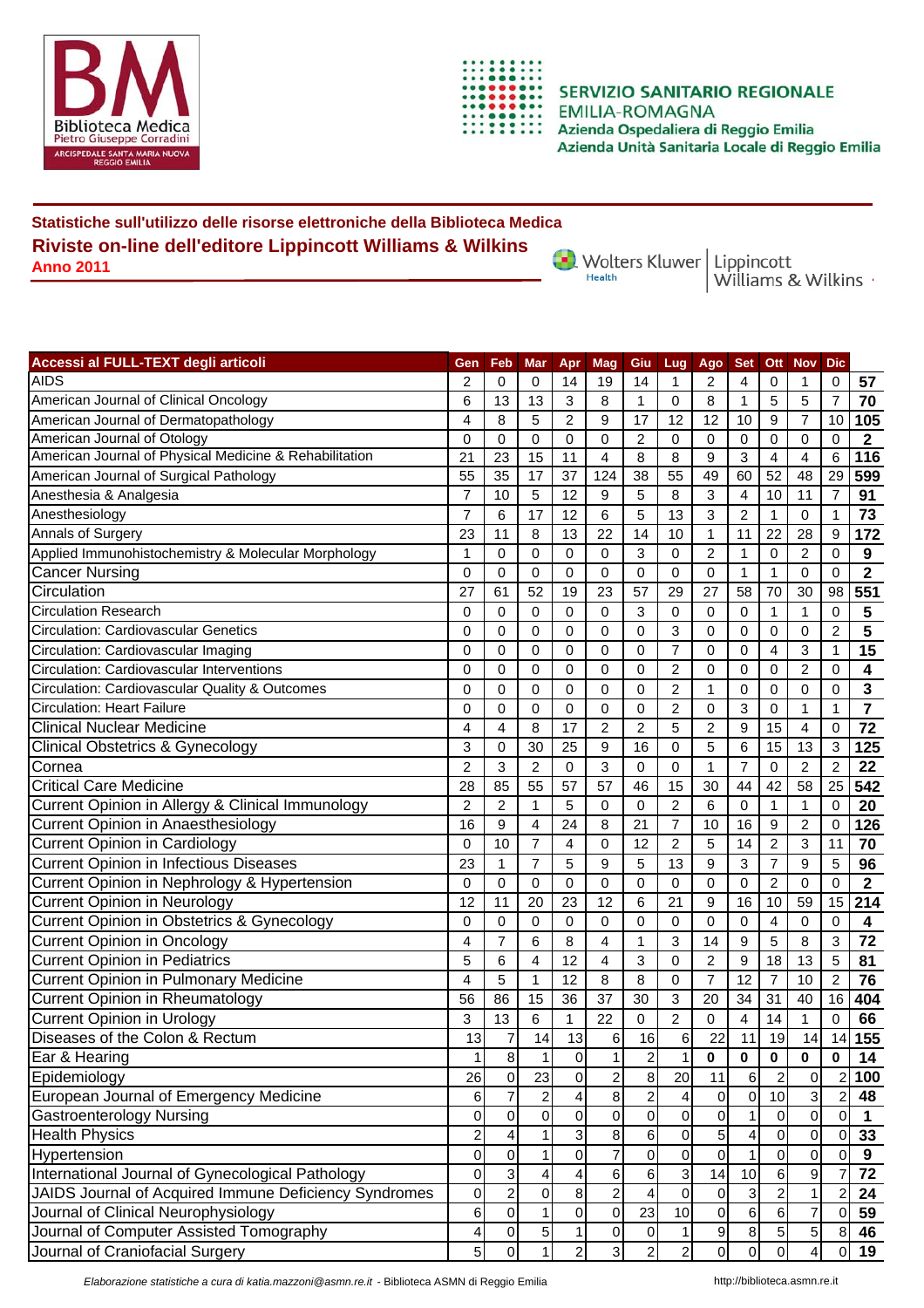SERVIZIO SANITARIO REGIONALE
EMILIA-ROMAGNA
Azienda Ospedaliera di Reggio Emilia
Azienda Unità Sanitaria Locale di Reggio Emilia

## Statistiche sull'utilizzo delle risorse elettroniche della Biblioteca Medica

## Riviste on-line dell'editore Lippincott Williams & Wilkins

**Anno 2011**

| Accessi al FULL-TEXT degli articoli | Gen | Feb | Mar | Apr | Mag | Giu | Lug | Ago | Set | Ott | Nov | Dic | |
|---|---|---|---|---|---|---|---|---|---|---|---|---|---|
| AIDS | 2 | 0 | 0 | 14 | 19 | 14 | 1 | 2 | 4 | 0 | 1 | 0 | **57** |
| American Journal of Clinical Oncology | 6 | 13 | 13 | 3 | 8 | 1 | 0 | 8 | 1 | 5 | 5 | 7 | **70** |
| American Journal of Dermatopathology | 4 | 8 | 5 | 2 | 9 | 17 | 12 | 12 | 10 | 9 | 7 | 10 | **105** |
| American Journal of Otology | 0 | 0 | 0 | 0 | 0 | 2 | 0 | 0 | 0 | 0 | 0 | 0 | **2** |
| American Journal of Physical Medicine & Rehabilitation | 21 | 23 | 15 | 11 | 4 | 8 | 8 | 9 | 3 | 4 | 4 | 6 | **116** |
| American Journal of Surgical Pathology | 55 | 35 | 17 | 37 | 124 | 38 | 55 | 49 | 60 | 52 | 48 | 29 | **599** |
| Anesthesia & Analgesia | 7 | 10 | 5 | 12 | 9 | 5 | 8 | 3 | 4 | 10 | 11 | 7 | **91** |
| Anesthesiology | 7 | 6 | 17 | 12 | 6 | 5 | 13 | 3 | 2 | 1 | 0 | 1 | **73** |
| Annals of Surgery | 23 | 11 | 8 | 13 | 22 | 14 | 10 | 1 | 11 | 22 | 28 | 9 | **172** |
| Applied Immunohistochemistry & Molecular Morphology | 1 | 0 | 0 | 0 | 0 | 3 | 0 | 2 | 1 | 0 | 2 | 0 | **9** |
| Cancer Nursing | 0 | 0 | 0 | 0 | 0 | 0 | 0 | 0 | 1 | 1 | 0 | 0 | **2** |
| Circulation | 27 | 61 | 52 | 19 | 23 | 57 | 29 | 27 | 58 | 70 | 30 | 98 | **551** |
| Circulation Research | 0 | 0 | 0 | 0 | 0 | 3 | 0 | 0 | 0 | 1 | 1 | 0 | **5** |
| Circulation: Cardiovascular Genetics | 0 | 0 | 0 | 0 | 0 | 0 | 3 | 0 | 0 | 0 | 0 | 2 | **5** |
| Circulation: Cardiovascular Imaging | 0 | 0 | 0 | 0 | 0 | 0 | 7 | 0 | 0 | 4 | 3 | 1 | **15** |
| Circulation: Cardiovascular Interventions | 0 | 0 | 0 | 0 | 0 | 0 | 2 | 0 | 0 | 0 | 2 | 0 | **4** |
| Circulation: Cardiovascular Quality & Outcomes | 0 | 0 | 0 | 0 | 0 | 0 | 2 | 1 | 0 | 0 | 0 | 0 | **3** |
| Circulation: Heart Failure | 0 | 0 | 0 | 0 | 0 | 0 | 2 | 0 | 3 | 0 | 1 | 1 | **7** |
| Clinical Nuclear Medicine | 4 | 4 | 8 | 17 | 2 | 2 | 5 | 2 | 9 | 15 | 4 | 0 | **72** |
| Clinical Obstetrics & Gynecology | 3 | 0 | 30 | 25 | 9 | 16 | 0 | 5 | 6 | 15 | 13 | 3 | **125** |
| Cornea | 2 | 3 | 2 | 0 | 3 | 0 | 0 | 1 | 7 | 0 | 2 | 2 | **22** |
| Critical Care Medicine | 28 | 85 | 55 | 57 | 57 | 46 | 15 | 30 | 44 | 42 | 58 | 25 | **542** |
| Current Opinion in Allergy & Clinical Immunology | 2 | 2 | 1 | 5 | 0 | 0 | 2 | 6 | 0 | 1 | 1 | 0 | **20** |
| Current Opinion in Anaesthesiology | 16 | 9 | 4 | 24 | 8 | 21 | 7 | 10 | 16 | 9 | 2 | 0 | **126** |
| Current Opinion in Cardiology | 0 | 10 | 7 | 4 | 0 | 12 | 2 | 5 | 14 | 2 | 3 | 11 | **70** |
| Current Opinion in Infectious Diseases | 23 | 1 | 7 | 5 | 9 | 5 | 13 | 9 | 3 | 7 | 9 | 5 | **96** |
| Current Opinion in Nephrology & Hypertension | 0 | 0 | 0 | 0 | 0 | 0 | 0 | 0 | 0 | 2 | 0 | 0 | **2** |
| Current Opinion in Neurology | 12 | 11 | 20 | 23 | 12 | 6 | 21 | 9 | 16 | 10 | 59 | 15 | **214** |
| Current Opinion in Obstetrics & Gynecology | 0 | 0 | 0 | 0 | 0 | 0 | 0 | 0 | 0 | 4 | 0 | 0 | **4** |
| Current Opinion in Oncology | 4 | 7 | 6 | 8 | 4 | 1 | 3 | 14 | 9 | 5 | 8 | 3 | **72** |
| Current Opinion in Pediatrics | 5 | 6 | 4 | 12 | 4 | 3 | 0 | 2 | 9 | 18 | 13 | 5 | **81** |
| Current Opinion in Pulmonary Medicine | 4 | 5 | 1 | 12 | 8 | 8 | 0 | 7 | 12 | 7 | 10 | 2 | **76** |
| Current Opinion in Rheumatology | 56 | 86 | 15 | 36 | 37 | 30 | 3 | 20 | 34 | 31 | 40 | 16 | **404** |
| Current Opinion in Urology | 3 | 13 | 6 | 1 | 22 | 0 | 2 | 0 | 4 | 14 | 1 | 0 | **66** |
| Diseases of the Colon & Rectum | 13 | 7 | 14 | 13 | 6 | 16 | 6 | 22 | 11 | 19 | 14 | 14 | **155** |
| Ear & Hearing | 1 | 8 | 1 | 0 | 1 | 2 | 1 | **0** | **0** | **0** | **0** | **0** | **14** |
| Epidemiology | 26 | 0 | 23 | 0 | 2 | 8 | 20 | 11 | 6 | 2 | 0 | 2 | **100** |
| European Journal of Emergency Medicine | 6 | 7 | 2 | 4 | 8 | 2 | 4 | 0 | 0 | 10 | 3 | 2 | **48** |
| Gastroenterology Nursing | 0 | 0 | 0 | 0 | 0 | 0 | 0 | 0 | 1 | 0 | 0 | 0 | **1** |
| Health Physics | 2 | 4 | 1 | 3 | 8 | 6 | 0 | 5 | 4 | 0 | 0 | 0 | **33** |
| Hypertension | 0 | 0 | 1 | 0 | 7 | 0 | 0 | 0 | 1 | 0 | 0 | 0 | **9** |
| International Journal of Gynecological Pathology | 0 | 3 | 4 | 4 | 6 | 6 | 3 | 14 | 10 | 6 | 9 | 7 | **72** |
| JAIDS Journal of Acquired Immune Deficiency Syndromes | 0 | 2 | 0 | 8 | 2 | 4 | 0 | 0 | 3 | 2 | 1 | 2 | **24** |
| Journal of Clinical Neurophysiology | 6 | 0 | 1 | 0 | 0 | 23 | 10 | 0 | 6 | 6 | 7 | 0 | **59** |
| Journal of Computer Assisted Tomography | 4 | 0 | 5 | 1 | 0 | 0 | 1 | 9 | 8 | 5 | 5 | 8 | **46** |
| Journal of Craniofacial Surgery | 5 | 0 | 1 | 2 | 3 | 2 | 2 | 0 | 0 | 0 | 4 | 0 | **19** |

*Elaborazione statistiche a cura di katia.mazzoni@asmn.re.it* - Biblioteca ASMN di Reggio Emilia http://biblioteca.asmn.re.it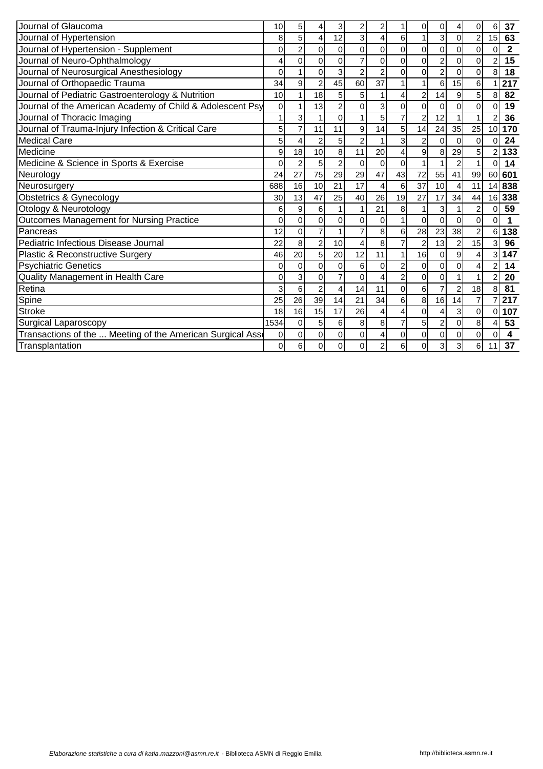| | | | | | | | | | | | | | |
|---|---|---|---|---|---|---|---|---|---|---|---|---|---|
| Journal of Glaucoma | 10 | 5 | 4 | 3 | 2 | 2 | 1 | 0 | 0 | 4 | 0 | 6 | **37** |
| Journal of Hypertension | 8 | 5 | 4 | 12 | 3 | 4 | 6 | 1 | 3 | 0 | 2 | 15 | **63** |
| Journal of Hypertension - Supplement | 0 | 2 | 0 | 0 | 0 | 0 | 0 | 0 | 0 | 0 | 0 | 0 | **2** |
| Journal of Neuro-Ophthalmology | 4 | 0 | 0 | 0 | 7 | 0 | 0 | 0 | 2 | 0 | 0 | 2 | **15** |
| Journal of Neurosurgical Anesthesiology | 0 | 1 | 0 | 3 | 2 | 2 | 0 | 0 | 2 | 0 | 0 | 8 | **18** |
| Journal of Orthopaedic Trauma | 34 | 9 | 2 | 45 | 60 | 37 | 1 | 1 | 6 | 15 | 6 | 1 | **217** |
| Journal of Pediatric Gastroenterology & Nutrition | 10 | 1 | 18 | 5 | 5 | 1 | 4 | 2 | 14 | 9 | 5 | 8 | **82** |
| Journal of the American Academy of Child & Adolescent Psy | 0 | 1 | 13 | 2 | 0 | 3 | 0 | 0 | 0 | 0 | 0 | 0 | **19** |
| Journal of Thoracic Imaging | 1 | 3 | 1 | 0 | 1 | 5 | 7 | 2 | 12 | 1 | 1 | 2 | **36** |
| Journal of Trauma-Injury Infection & Critical Care | 5 | 7 | 11 | 11 | 9 | 14 | 5 | 14 | 24 | 35 | 25 | 10 | **170** |
| Medical Care | 5 | 4 | 2 | 5 | 2 | 1 | 3 | 2 | 0 | 0 | 0 | 0 | **24** |
| Medicine | 9 | 18 | 10 | 8 | 11 | 20 | 4 | 9 | 8 | 29 | 5 | 2 | **133** |
| Medicine & Science in Sports & Exercise | 0 | 2 | 5 | 2 | 0 | 0 | 0 | 1 | 1 | 2 | 1 | 0 | **14** |
| Neurology | 24 | 27 | 75 | 29 | 29 | 47 | 43 | 72 | 55 | 41 | 99 | 60 | **601** |
| Neurosurgery | 688 | 16 | 10 | 21 | 17 | 4 | 6 | 37 | 10 | 4 | 11 | 14 | **838** |
| Obstetrics & Gynecology | 30 | 13 | 47 | 25 | 40 | 26 | 19 | 27 | 17 | 34 | 44 | 16 | **338** |
| Otology & Neurotology | 6 | 9 | 6 | 1 | 1 | 21 | 8 | 1 | 3 | 1 | 2 | 0 | **59** |
| Outcomes Management for Nursing Practice | 0 | 0 | 0 | 0 | 0 | 0 | 1 | 0 | 0 | 0 | 0 | 0 | **1** |
| Pancreas | 12 | 0 | 7 | 1 | 7 | 8 | 6 | 28 | 23 | 38 | 2 | 6 | **138** |
| Pediatric Infectious Disease Journal | 22 | 8 | 2 | 10 | 4 | 8 | 7 | 2 | 13 | 2 | 15 | 3 | **96** |
| Plastic & Reconstructive Surgery | 46 | 20 | 5 | 20 | 12 | 11 | 1 | 16 | 0 | 9 | 4 | 3 | **147** |
| Psychiatric Genetics | 0 | 0 | 0 | 0 | 6 | 0 | 2 | 0 | 0 | 0 | 4 | 2 | **14** |
| Quality Management in Health Care | 0 | 3 | 0 | 7 | 0 | 4 | 2 | 0 | 0 | 1 | 1 | 2 | **20** |
| Retina | 3 | 6 | 2 | 4 | 14 | 11 | 0 | 6 | 7 | 2 | 18 | 8 | **81** |
| Spine | 25 | 26 | 39 | 14 | 21 | 34 | 6 | 8 | 16 | 14 | 7 | 7 | **217** |
| Stroke | 18 | 16 | 15 | 17 | 26 | 4 | 4 | 0 | 4 | 3 | 0 | 0 | **107** |
| Surgical Laparoscopy | 1534 | 0 | 5 | 6 | 8 | 8 | 7 | 5 | 2 | 0 | 8 | 4 | **53** |
| Transactions of the ... Meeting of the American Surgical Ass | 0 | 0 | 0 | 0 | 0 | 4 | 0 | 0 | 0 | 0 | 0 | 0 | **4** |
| Transplantation | 0 | 6 | 0 | 0 | 0 | 2 | 6 | 0 | 3 | 3 | 6 | 11 | **37** |

*Elaborazione statistiche a cura di katia.mazzoni@asmn.re.it* - Biblioteca ASMN di Reggio Emilia http://biblioteca.asmn.re.it